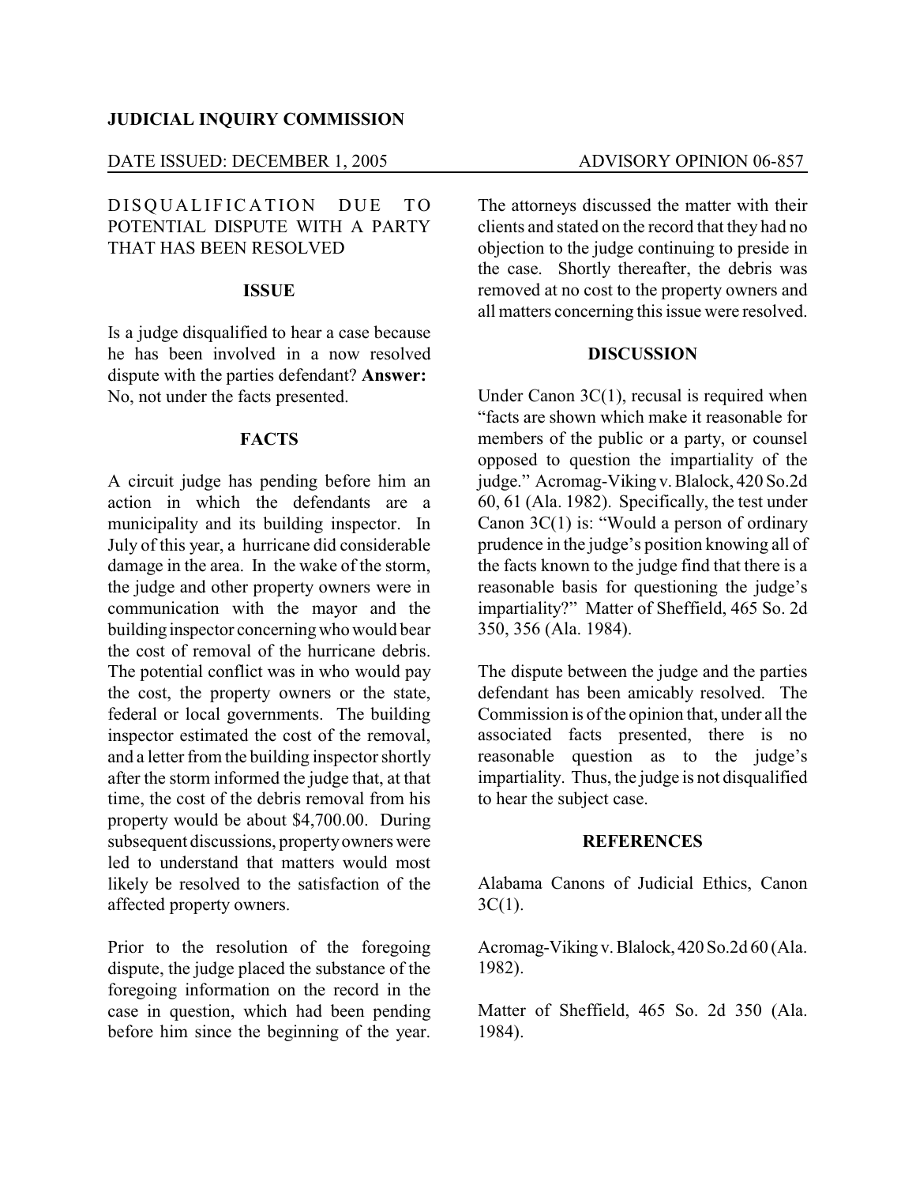**JUDICIAL INQUIRY COMMISSION**

DATE ISSUED: DECEMBER 1, 2005 ADVISORY OPINION 06-857

DISQUALIFICATION DUE TO POTENTIAL DISPUTE WITH A PARTY THAT HAS BEEN RESOLVED

**ISSUE**

Is a judge disqualified to hear a case because he has been involved in a now resolved dispute with the parties defendant? **Answer:** No, not under the facts presented.

**FACTS**

A circuit judge has pending before him an action in which the defendants are a municipality and its building inspector. In July of this year, a hurricane did considerable damage in the area. In the wake of the storm, the judge and other property owners were in communication with the mayor and the building inspector concerning who would bear the cost of removal of the hurricane debris. The potential conflict was in who would pay the cost, the property owners or the state, federal or local governments. The building inspector estimated the cost of the removal, and a letter from the building inspector shortly after the storm informed the judge that, at that time, the cost of the debris removal from his property would be about $4,700.00. During subsequent discussions, property owners were led to understand that matters would most likely be resolved to the satisfaction of the affected property owners.

Prior to the resolution of the foregoing dispute, the judge placed the substance of the foregoing information on the record in the case in question, which had been pending before him since the beginning of the year. The attorneys discussed the matter with their clients and stated on the record that they had no objection to the judge continuing to preside in the case. Shortly thereafter, the debris was removed at no cost to the property owners and all matters concerning this issue were resolved.

**DISCUSSION**

Under Canon 3C(1), recusal is required when "facts are shown which make it reasonable for members of the public or a party, or counsel opposed to question the impartiality of the judge." Acromag-Viking v. Blalock, 420 So.2d 60, 61 (Ala. 1982). Specifically, the test under Canon 3C(1) is: "Would a person of ordinary prudence in the judge's position knowing all of the facts known to the judge find that there is a reasonable basis for questioning the judge's impartiality?" Matter of Sheffield, 465 So. 2d 350, 356 (Ala. 1984).

The dispute between the judge and the parties defendant has been amicably resolved. The Commission is of the opinion that, under all the associated facts presented, there is no reasonable question as to the judge's impartiality. Thus, the judge is not disqualified to hear the subject case.

**REFERENCES**

Alabama Canons of Judicial Ethics, Canon 3C(1).

Acromag-Viking v. Blalock, 420 So.2d 60 (Ala. 1982).

Matter of Sheffield, 465 So. 2d 350 (Ala. 1984).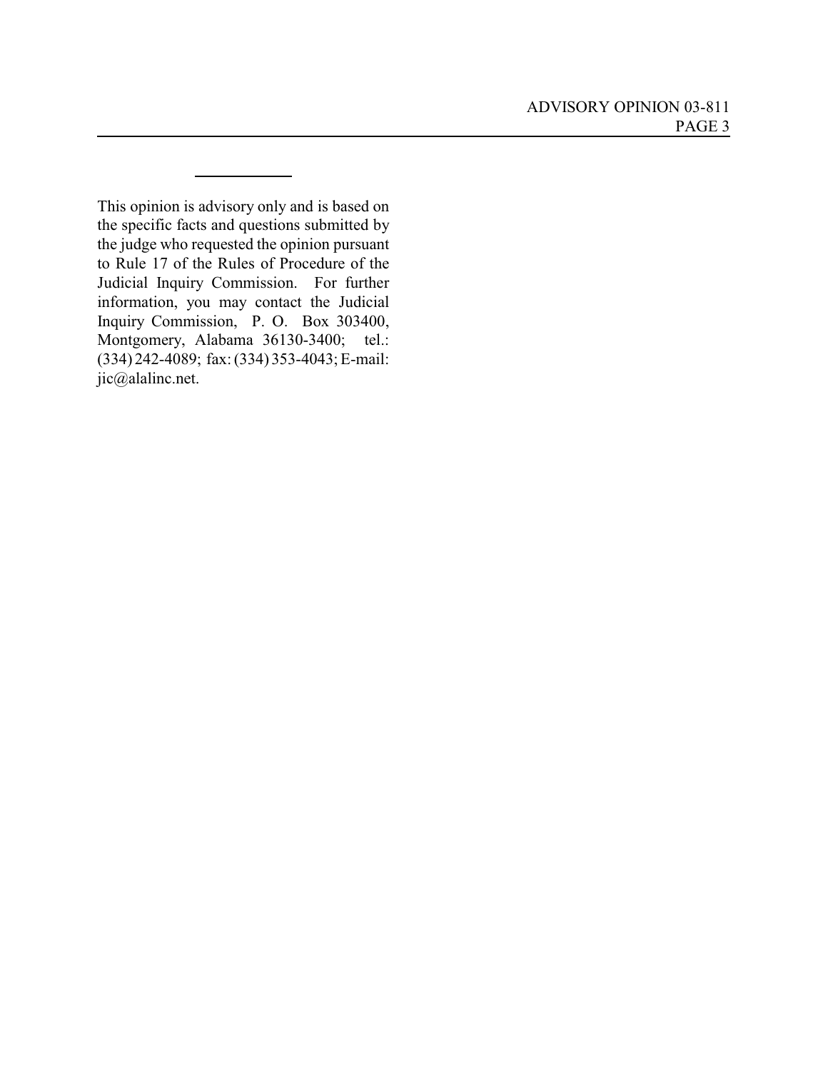---

This opinion is advisory only and is based on the specific facts and questions submitted by the judge who requested the opinion pursuant to Rule 17 of the Rules of Procedure of the Judicial Inquiry Commission. For further information, you may contact the Judicial Inquiry Commission, P. O. Box 303400, Montgomery, Alabama 36130-3400; tel.: (334) 242-4089; fax: (334) 353-4043; E-mail: jic@alalinc.net.